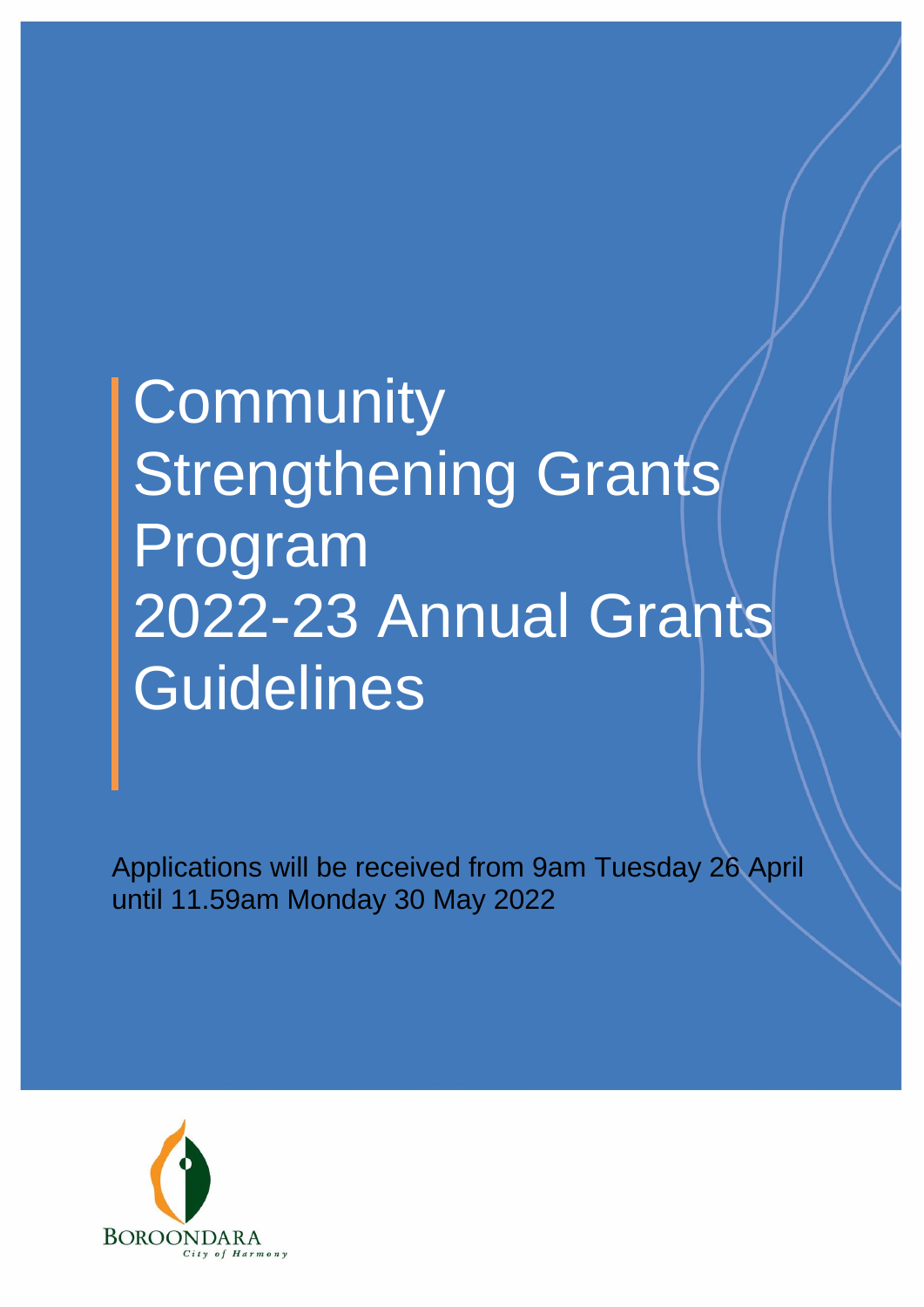# Community Strengthening Grants Program 2022-23 Annual Grants Guidelines

Applications will be received from 9am Tuesday 26 April until 11.59am Monday 30 May 2022

BOROONDARA
*City of Harmony*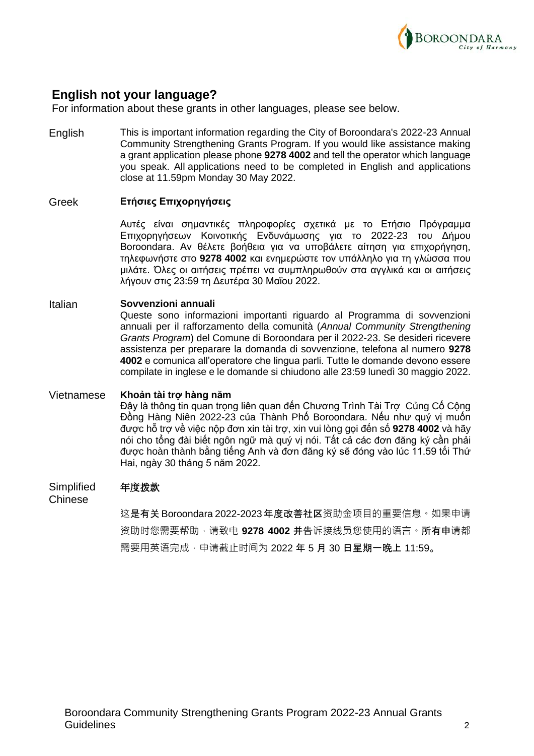## English not your language?

For information about these grants in other languages, please see below.

English

This is important information regarding the City of Boroondara's 2022-23 Annual Community Strengthening Grants Program. If you would like assistance making a grant application please phone **9278 4002** and tell the operator which language you speak. All applications need to be completed in English and applications close at 11.59pm Monday 30 May 2022.

Greek

**Ετήσιες Επιχορηγήσεις**

Αυτές είναι σημαντικές πληροφορίες σχετικά με το Ετήσιο Πρόγραμμα Επιχορηγήσεων Κοινοτικής Ενδυνάμωσης για το 2022-23 του Δήμου Boroondara. Αν θέλετε βοήθεια για να υποβάλετε αίτηση για επιχορήγηση, τηλεφωνήστε στο **9278 4002** και ενημερώστε τον υπάλληλο για τη γλώσσα που μιλάτε. Όλες οι αιτήσεις πρέπει να συμπληρωθούν στα αγγλικά και οι αιτήσεις λήγουν στις 23:59 τη Δευτέρα 30 Μαΐου 2022.

Italian

**Sovvenzioni annuali**

Queste sono informazioni importanti riguardo al Programma di sovvenzioni annuali per il rafforzamento della comunità (*Annual Community Strengthening Grants Program*) del Comune di Boroondara per il 2022-23. Se desideri ricevere assistenza per preparare la domanda di sovvenzione, telefona al numero **9278 4002** e comunica all'operatore che lingua parli. Tutte le domande devono essere compilate in inglese e le domande si chiudono alle 23:59 lunedì 30 maggio 2022.

Vietnamese

**Khoản tài trợ hàng năm**

Đây là thông tin quan trọng liên quan đến Chương Trình Tài Trợ Củng Cố Cộng Đồng Hàng Niên 2022-23 của Thành Phố Boroondara. Nếu như quý vị muốn được hỗ trợ về việc nộp đơn xin tài trợ, xin vui lòng gọi đến số **9278 4002** và hãy nói cho tổng đài biết ngôn ngữ mà quý vị nói. Tất cả các đơn đăng ký cần phải được hoàn thành bằng tiếng Anh và đơn đăng ký sẽ đóng vào lúc 11.59 tối Thứ Hai, ngày 30 tháng 5 năm 2022.

Simplified Chinese

**年度拨款**

这是有关 Boroondara 2022-2023 年度改善社区资助金项目的重要信息。如果申请资助时您需要帮助，请致电 **9278 4002** 并告诉接线员您使用的语言。所有申请都需要用英语完成，申请截止时间为 2022 年 5 月 30 日星期一晚上 11:59。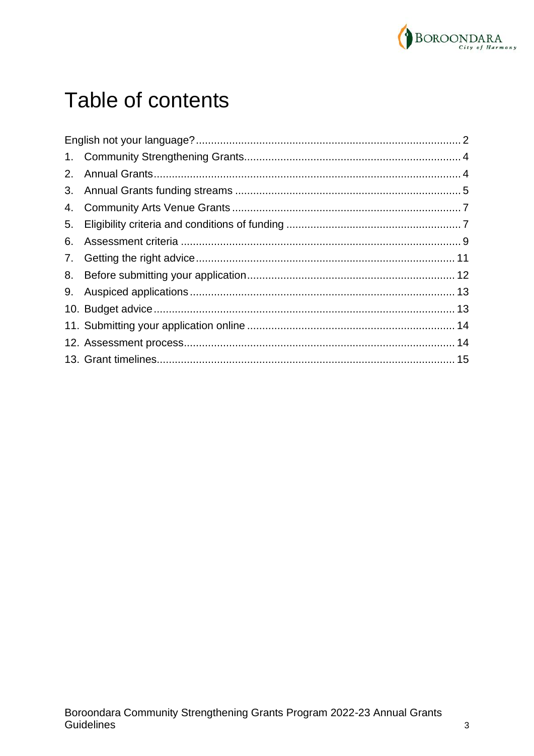# Table of contents

English not your language? 2

1. Community Strengthening Grants 4
2. Annual Grants 4
3. Annual Grants funding streams 5
4. Community Arts Venue Grants 7
5. Eligibility criteria and conditions of funding 7
6. Assessment criteria 9
7. Getting the right advice 11
8. Before submitting your application 12
9. Auspiced applications 13
10. Budget advice 13
11. Submitting your application online 14
12. Assessment process 14
13. Grant timelines 15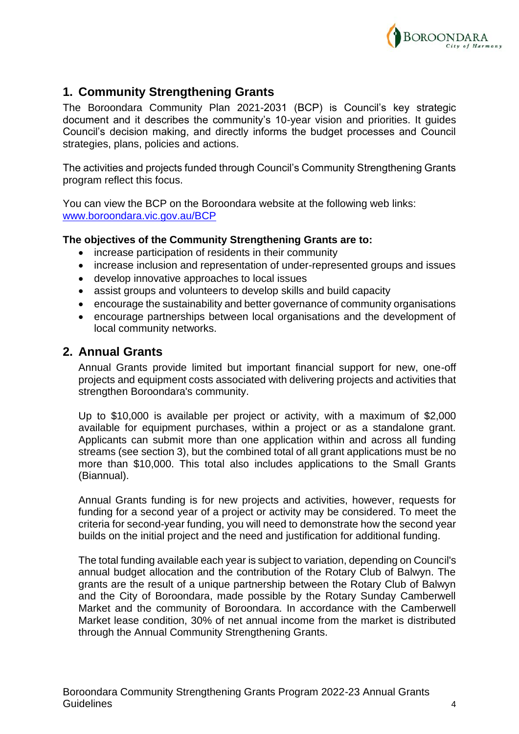## 1. Community Strengthening Grants

The Boroondara Community Plan 2021-2031 (BCP) is Council's key strategic document and it describes the community's 10-year vision and priorities. It guides Council's decision making, and directly informs the budget processes and Council strategies, plans, policies and actions.

The activities and projects funded through Council's Community Strengthening Grants program reflect this focus.

You can view the BCP on the Boroondara website at the following web links: [www.boroondara.vic.gov.au/BCP](http://www.boroondara.vic.gov.au/BCP)

**The objectives of the Community Strengthening Grants are to:**

- increase participation of residents in their community
- increase inclusion and representation of under-represented groups and issues
- develop innovative approaches to local issues
- assist groups and volunteers to develop skills and build capacity
- encourage the sustainability and better governance of community organisations
- encourage partnerships between local organisations and the development of local community networks.

## 2. Annual Grants

Annual Grants provide limited but important financial support for new, one-off projects and equipment costs associated with delivering projects and activities that strengthen Boroondara's community.

Up to $10,000 is available per project or activity, with a maximum of $2,000 available for equipment purchases, within a project or as a standalone grant. Applicants can submit more than one application within and across all funding streams (see section 3), but the combined total of all grant applications must be no more than $10,000. This total also includes applications to the Small Grants (Biannual).

Annual Grants funding is for new projects and activities, however, requests for funding for a second year of a project or activity may be considered. To meet the criteria for second-year funding, you will need to demonstrate how the second year builds on the initial project and the need and justification for additional funding.

The total funding available each year is subject to variation, depending on Council's annual budget allocation and the contribution of the Rotary Club of Balwyn. The grants are the result of a unique partnership between the Rotary Club of Balwyn and the City of Boroondara, made possible by the Rotary Sunday Camberwell Market and the community of Boroondara. In accordance with the Camberwell Market lease condition, 30% of net annual income from the market is distributed through the Annual Community Strengthening Grants.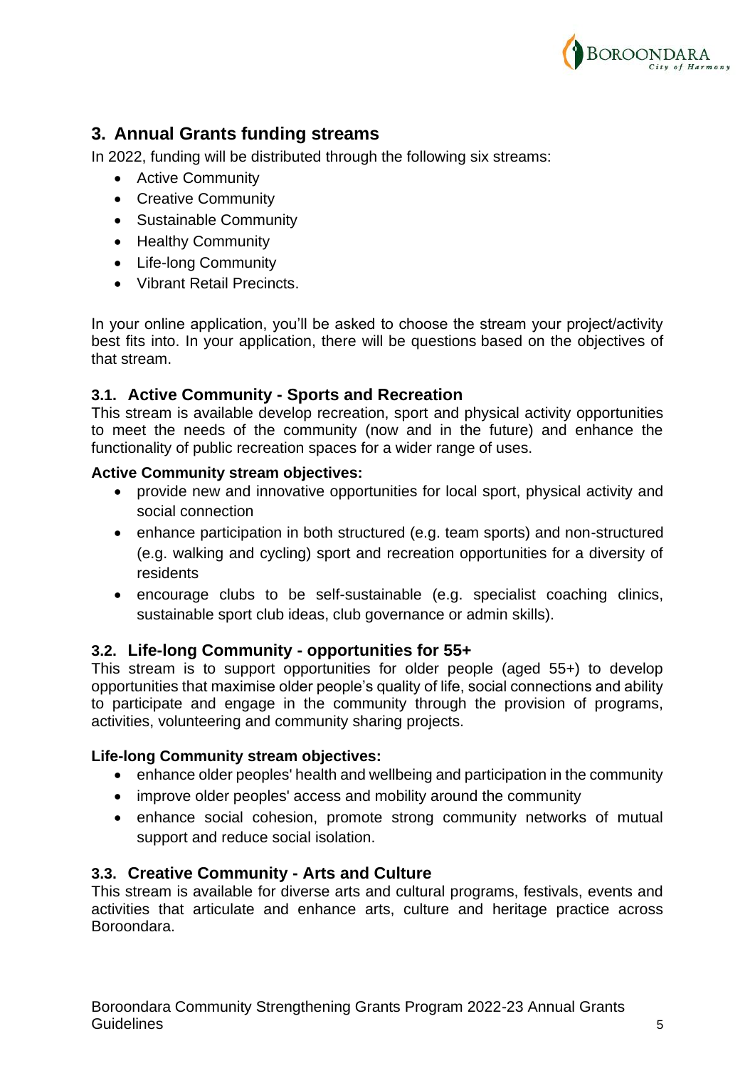## 3. Annual Grants funding streams

In 2022, funding will be distributed through the following six streams:

- Active Community
- Creative Community
- Sustainable Community
- Healthy Community
- Life-long Community
- Vibrant Retail Precincts.

In your online application, you'll be asked to choose the stream your project/activity best fits into. In your application, there will be questions based on the objectives of that stream.

### 3.1. Active Community - Sports and Recreation

This stream is available develop recreation, sport and physical activity opportunities to meet the needs of the community (now and in the future) and enhance the functionality of public recreation spaces for a wider range of uses.

**Active Community stream objectives:**

- provide new and innovative opportunities for local sport, physical activity and social connection
- enhance participation in both structured (e.g. team sports) and non-structured (e.g. walking and cycling) sport and recreation opportunities for a diversity of residents
- encourage clubs to be self-sustainable (e.g. specialist coaching clinics, sustainable sport club ideas, club governance or admin skills).

### 3.2. Life-long Community - opportunities for 55+

This stream is to support opportunities for older people (aged 55+) to develop opportunities that maximise older people's quality of life, social connections and ability to participate and engage in the community through the provision of programs, activities, volunteering and community sharing projects.

**Life-long Community stream objectives:**

- enhance older peoples' health and wellbeing and participation in the community
- improve older peoples' access and mobility around the community
- enhance social cohesion, promote strong community networks of mutual support and reduce social isolation.

### 3.3. Creative Community - Arts and Culture

This stream is available for diverse arts and cultural programs, festivals, events and activities that articulate and enhance arts, culture and heritage practice across Boroondara.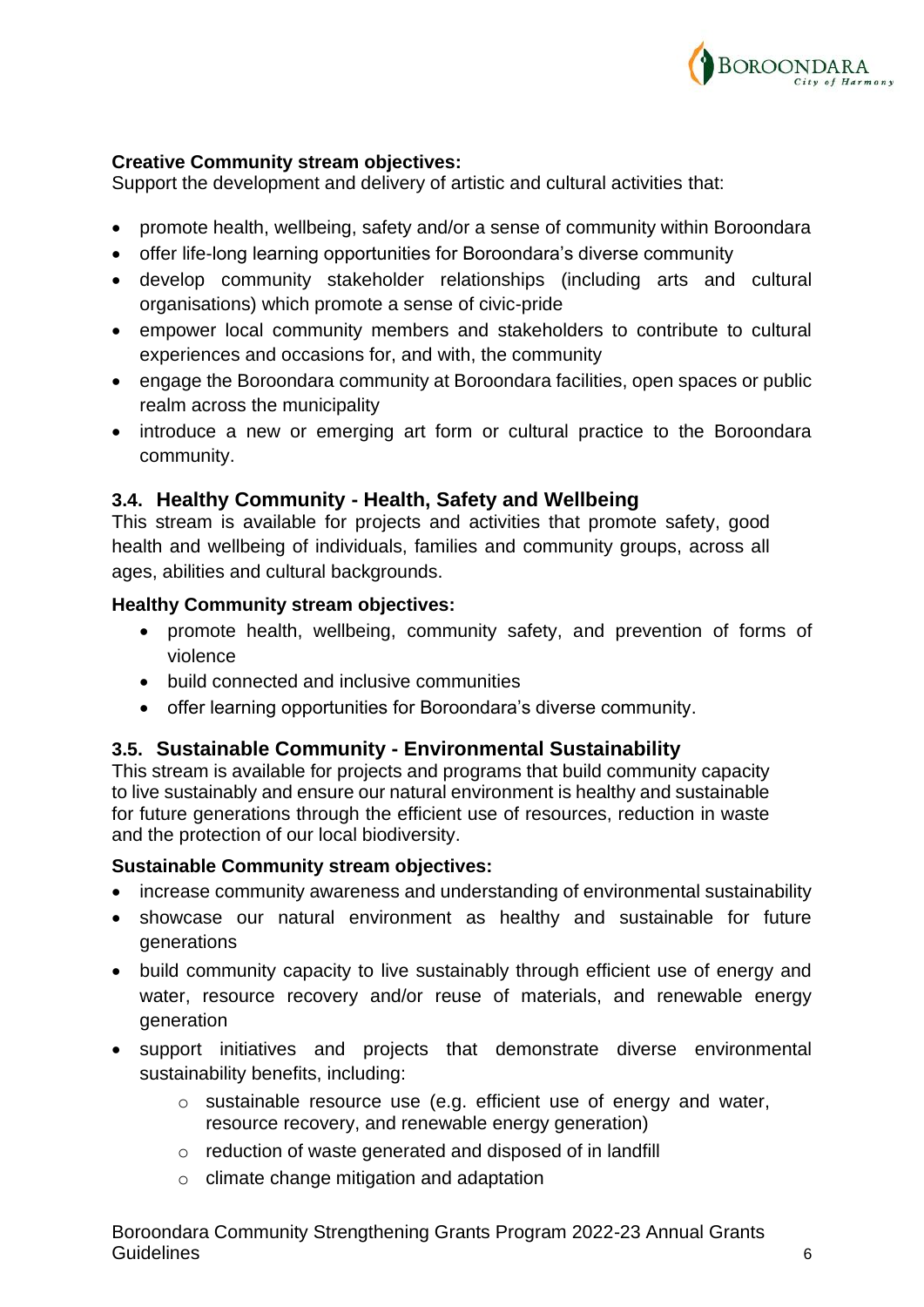**Creative Community stream objectives:**
Support the development and delivery of artistic and cultural activities that:

- promote health, wellbeing, safety and/or a sense of community within Boroondara
- offer life-long learning opportunities for Boroondara's diverse community
- develop community stakeholder relationships (including arts and cultural organisations) which promote a sense of civic-pride
- empower local community members and stakeholders to contribute to cultural experiences and occasions for, and with, the community
- engage the Boroondara community at Boroondara facilities, open spaces or public realm across the municipality
- introduce a new or emerging art form or cultural practice to the Boroondara community.

### 3.4. Healthy Community - Health, Safety and Wellbeing

This stream is available for projects and activities that promote safety, good health and wellbeing of individuals, families and community groups, across all ages, abilities and cultural backgrounds.

**Healthy Community stream objectives:**

- promote health, wellbeing, community safety, and prevention of forms of violence
- build connected and inclusive communities
- offer learning opportunities for Boroondara's diverse community.

### 3.5. Sustainable Community - Environmental Sustainability

This stream is available for projects and programs that build community capacity to live sustainably and ensure our natural environment is healthy and sustainable for future generations through the efficient use of resources, reduction in waste and the protection of our local biodiversity.

**Sustainable Community stream objectives:**

- increase community awareness and understanding of environmental sustainability
- showcase our natural environment as healthy and sustainable for future generations
- build community capacity to live sustainably through efficient use of energy and water, resource recovery and/or reuse of materials, and renewable energy generation
- support initiatives and projects that demonstrate diverse environmental sustainability benefits, including:
  - sustainable resource use (e.g. efficient use of energy and water, resource recovery, and renewable energy generation)
  - reduction of waste generated and disposed of in landfill
  - climate change mitigation and adaptation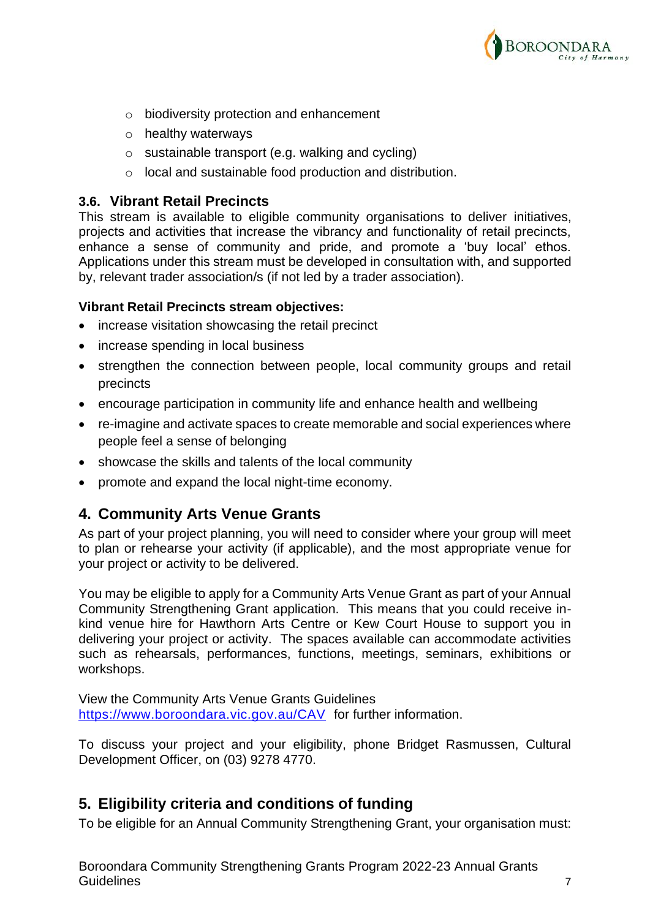- biodiversity protection and enhancement
- healthy waterways
- sustainable transport (e.g. walking and cycling)
- local and sustainable food production and distribution.

### 3.6. Vibrant Retail Precincts

This stream is available to eligible community organisations to deliver initiatives, projects and activities that increase the vibrancy and functionality of retail precincts, enhance a sense of community and pride, and promote a 'buy local' ethos. Applications under this stream must be developed in consultation with, and supported by, relevant trader association/s (if not led by a trader association).

**Vibrant Retail Precincts stream objectives:**

- increase visitation showcasing the retail precinct
- increase spending in local business
- strengthen the connection between people, local community groups and retail precincts
- encourage participation in community life and enhance health and wellbeing
- re-imagine and activate spaces to create memorable and social experiences where people feel a sense of belonging
- showcase the skills and talents of the local community
- promote and expand the local night-time economy.

## 4. Community Arts Venue Grants

As part of your project planning, you will need to consider where your group will meet to plan or rehearse your activity (if applicable), and the most appropriate venue for your project or activity to be delivered.

You may be eligible to apply for a Community Arts Venue Grant as part of your Annual Community Strengthening Grant application. This means that you could receive in-kind venue hire for Hawthorn Arts Centre or Kew Court House to support you in delivering your project or activity. The spaces available can accommodate activities such as rehearsals, performances, functions, meetings, seminars, exhibitions or workshops.

View the Community Arts Venue Grants Guidelines [https://www.boroondara.vic.gov.au/CAV](https://www.boroondara.vic.gov.au/CAV) for further information.

To discuss your project and your eligibility, phone Bridget Rasmussen, Cultural Development Officer, on (03) 9278 4770.

## 5. Eligibility criteria and conditions of funding

To be eligible for an Annual Community Strengthening Grant, your organisation must: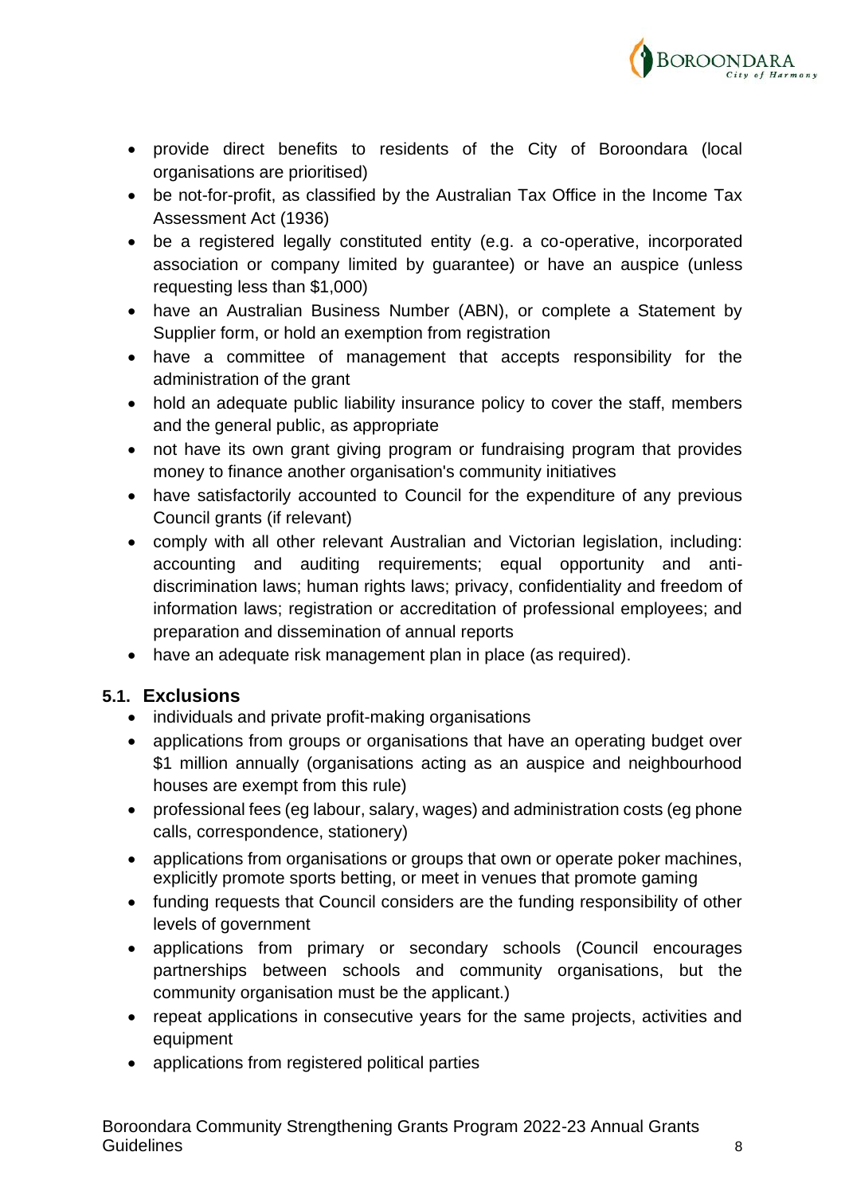- provide direct benefits to residents of the City of Boroondara (local organisations are prioritised)
- be not-for-profit, as classified by the Australian Tax Office in the Income Tax Assessment Act (1936)
- be a registered legally constituted entity (e.g. a co-operative, incorporated association or company limited by guarantee) or have an auspice (unless requesting less than $1,000)
- have an Australian Business Number (ABN), or complete a Statement by Supplier form, or hold an exemption from registration
- have a committee of management that accepts responsibility for the administration of the grant
- hold an adequate public liability insurance policy to cover the staff, members and the general public, as appropriate
- not have its own grant giving program or fundraising program that provides money to finance another organisation's community initiatives
- have satisfactorily accounted to Council for the expenditure of any previous Council grants (if relevant)
- comply with all other relevant Australian and Victorian legislation, including: accounting and auditing requirements; equal opportunity and anti-discrimination laws; human rights laws; privacy, confidentiality and freedom of information laws; registration or accreditation of professional employees; and preparation and dissemination of annual reports
- have an adequate risk management plan in place (as required).

### 5.1. Exclusions

- individuals and private profit-making organisations
- applications from groups or organisations that have an operating budget over $1 million annually (organisations acting as an auspice and neighbourhood houses are exempt from this rule)
- professional fees (eg labour, salary, wages) and administration costs (eg phone calls, correspondence, stationery)
- applications from organisations or groups that own or operate poker machines, explicitly promote sports betting, or meet in venues that promote gaming
- funding requests that Council considers are the funding responsibility of other levels of government
- applications from primary or secondary schools (Council encourages partnerships between schools and community organisations, but the community organisation must be the applicant.)
- repeat applications in consecutive years for the same projects, activities and equipment
- applications from registered political parties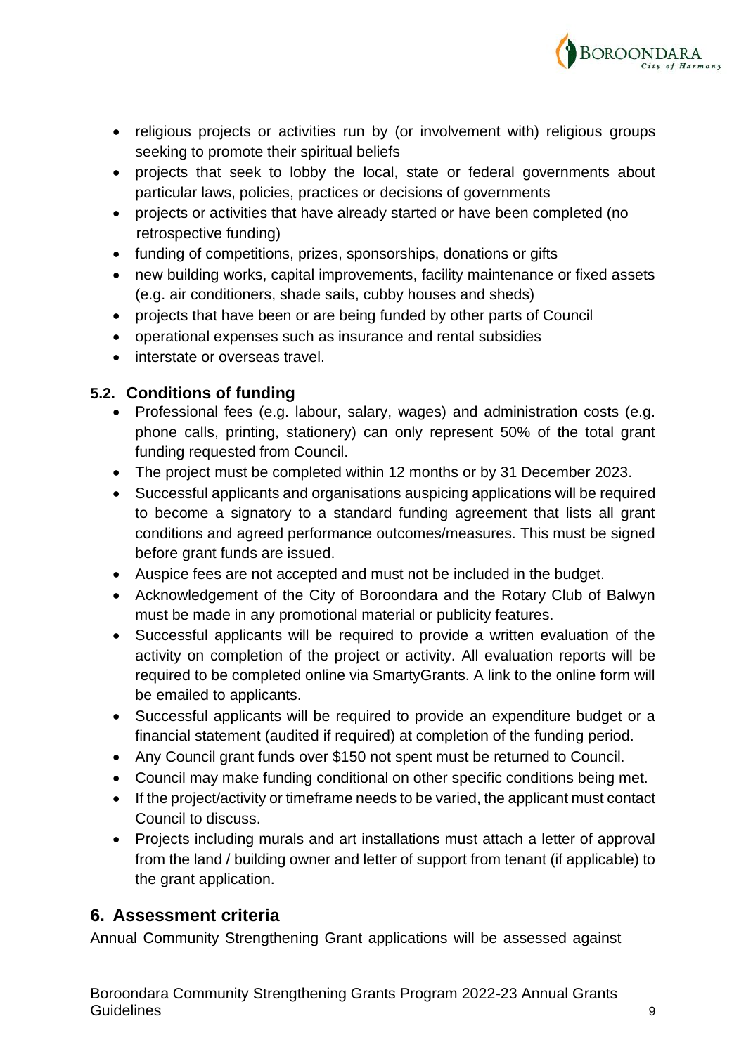- religious projects or activities run by (or involvement with) religious groups seeking to promote their spiritual beliefs
- projects that seek to lobby the local, state or federal governments about particular laws, policies, practices or decisions of governments
- projects or activities that have already started or have been completed (no retrospective funding)
- funding of competitions, prizes, sponsorships, donations or gifts
- new building works, capital improvements, facility maintenance or fixed assets (e.g. air conditioners, shade sails, cubby houses and sheds)
- projects that have been or are being funded by other parts of Council
- operational expenses such as insurance and rental subsidies
- interstate or overseas travel.

### 5.2. Conditions of funding

- Professional fees (e.g. labour, salary, wages) and administration costs (e.g. phone calls, printing, stationery) can only represent 50% of the total grant funding requested from Council.
- The project must be completed within 12 months or by 31 December 2023.
- Successful applicants and organisations auspicing applications will be required to become a signatory to a standard funding agreement that lists all grant conditions and agreed performance outcomes/measures. This must be signed before grant funds are issued.
- Auspice fees are not accepted and must not be included in the budget.
- Acknowledgement of the City of Boroondara and the Rotary Club of Balwyn must be made in any promotional material or publicity features.
- Successful applicants will be required to provide a written evaluation of the activity on completion of the project or activity. All evaluation reports will be required to be completed online via SmartyGrants. A link to the online form will be emailed to applicants.
- Successful applicants will be required to provide an expenditure budget or a financial statement (audited if required) at completion of the funding period.
- Any Council grant funds over $150 not spent must be returned to Council.
- Council may make funding conditional on other specific conditions being met.
- If the project/activity or timeframe needs to be varied, the applicant must contact Council to discuss.
- Projects including murals and art installations must attach a letter of approval from the land / building owner and letter of support from tenant (if applicable) to the grant application.

## 6. Assessment criteria

Annual Community Strengthening Grant applications will be assessed against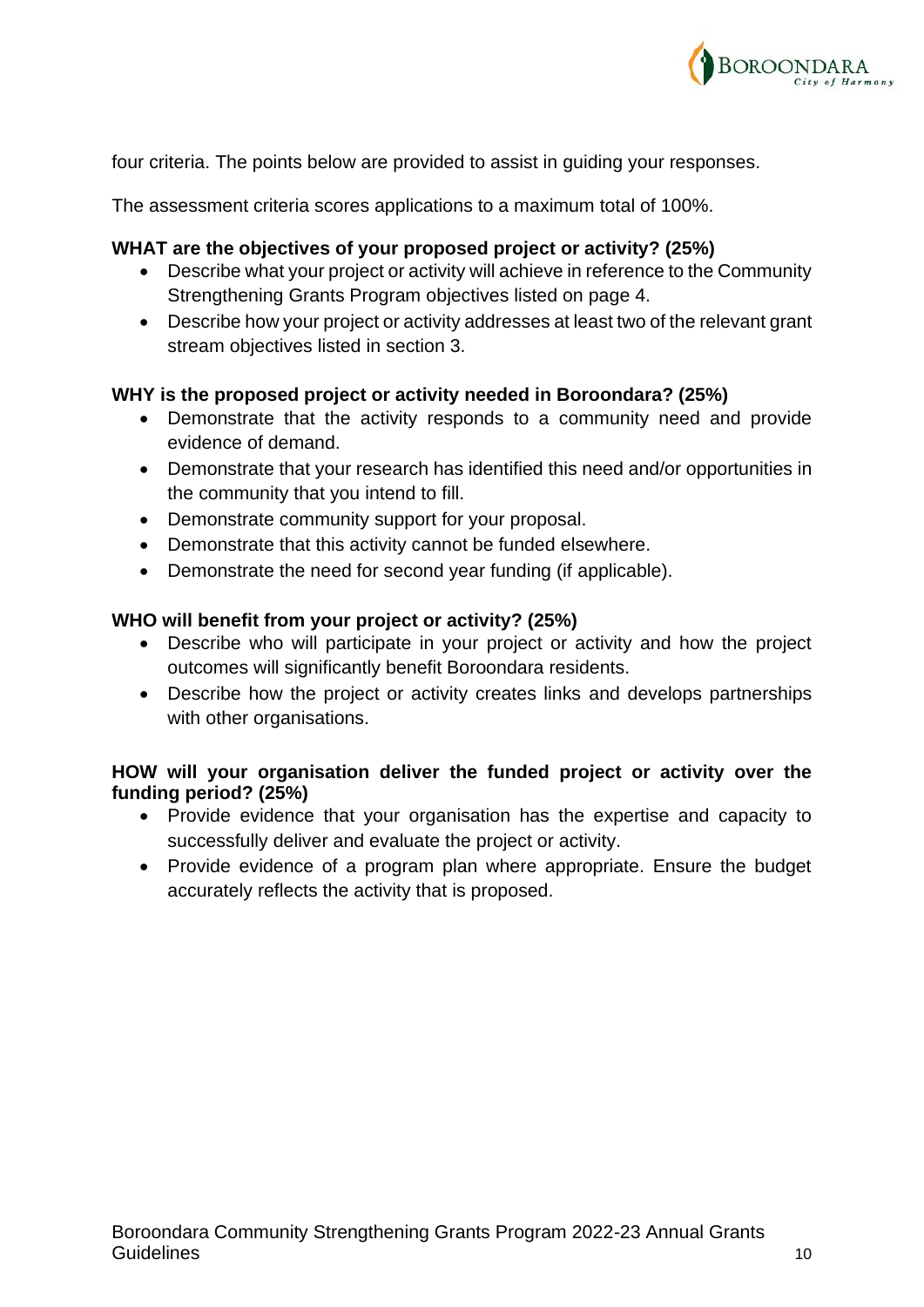four criteria. The points below are provided to assist in guiding your responses.

The assessment criteria scores applications to a maximum total of 100%.

**WHAT are the objectives of your proposed project or activity? (25%)**

- Describe what your project or activity will achieve in reference to the Community Strengthening Grants Program objectives listed on page 4.
- Describe how your project or activity addresses at least two of the relevant grant stream objectives listed in section 3.

**WHY is the proposed project or activity needed in Boroondara? (25%)**

- Demonstrate that the activity responds to a community need and provide evidence of demand.
- Demonstrate that your research has identified this need and/or opportunities in the community that you intend to fill.
- Demonstrate community support for your proposal.
- Demonstrate that this activity cannot be funded elsewhere.
- Demonstrate the need for second year funding (if applicable).

**WHO will benefit from your project or activity? (25%)**

- Describe who will participate in your project or activity and how the project outcomes will significantly benefit Boroondara residents.
- Describe how the project or activity creates links and develops partnerships with other organisations.

**HOW will your organisation deliver the funded project or activity over the funding period? (25%)**

- Provide evidence that your organisation has the expertise and capacity to successfully deliver and evaluate the project or activity.
- Provide evidence of a program plan where appropriate. Ensure the budget accurately reflects the activity that is proposed.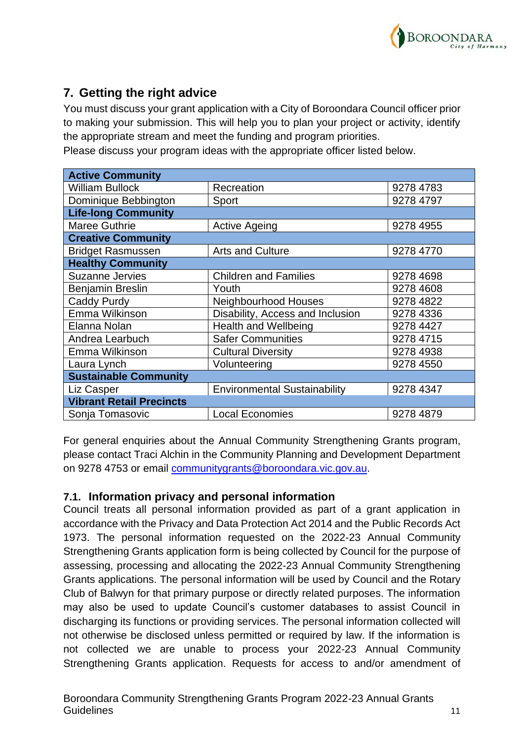## 7. Getting the right advice

You must discuss your grant application with a City of Boroondara Council officer prior to making your submission. This will help you to plan your project or activity, identify the appropriate stream and meet the funding and program priorities.

Please discuss your program ideas with the appropriate officer listed below.

| **Active Community** | | |
|---|---|---|
| William Bullock | Recreation | 9278 4783 |
| Dominique Bebbington | Sport | 9278 4797 |
| **Life-long Community** | | |
| Maree Guthrie | Active Ageing | 9278 4955 |
| **Creative Community** | | |
| Bridget Rasmussen | Arts and Culture | 9278 4770 |
| **Healthy Community** | | |
| Suzanne Jervies | Children and Families | 9278 4698 |
| Benjamin Breslin | Youth | 9278 4608 |
| Caddy Purdy | Neighbourhood Houses | 9278 4822 |
| Emma Wilkinson | Disability, Access and Inclusion | 9278 4336 |
| Elanna Nolan | Health and Wellbeing | 9278 4427 |
| Andrea Learbuch | Safer Communities | 9278 4715 |
| Emma Wilkinson | Cultural Diversity | 9278 4938 |
| Laura Lynch | Volunteering | 9278 4550 |
| **Sustainable Community** | | |
| Liz Casper | Environmental Sustainability | 9278 4347 |
| **Vibrant Retail Precincts** | | |
| Sonja Tomasovic | Local Economies | 9278 4879 |

For general enquiries about the Annual Community Strengthening Grants program, please contact Traci Alchin in the Community Planning and Development Department on 9278 4753 or email communitygrants@boroondara.vic.gov.au.

### 7.1. Information privacy and personal information

Council treats all personal information provided as part of a grant application in accordance with the Privacy and Data Protection Act 2014 and the Public Records Act 1973. The personal information requested on the 2022-23 Annual Community Strengthening Grants application form is being collected by Council for the purpose of assessing, processing and allocating the 2022-23 Annual Community Strengthening Grants applications. The personal information will be used by Council and the Rotary Club of Balwyn for that primary purpose or directly related purposes. The information may also be used to update Council's customer databases to assist Council in discharging its functions or providing services. The personal information collected will not otherwise be disclosed unless permitted or required by law. If the information is not collected we are unable to process your 2022-23 Annual Community Strengthening Grants application. Requests for access to and/or amendment of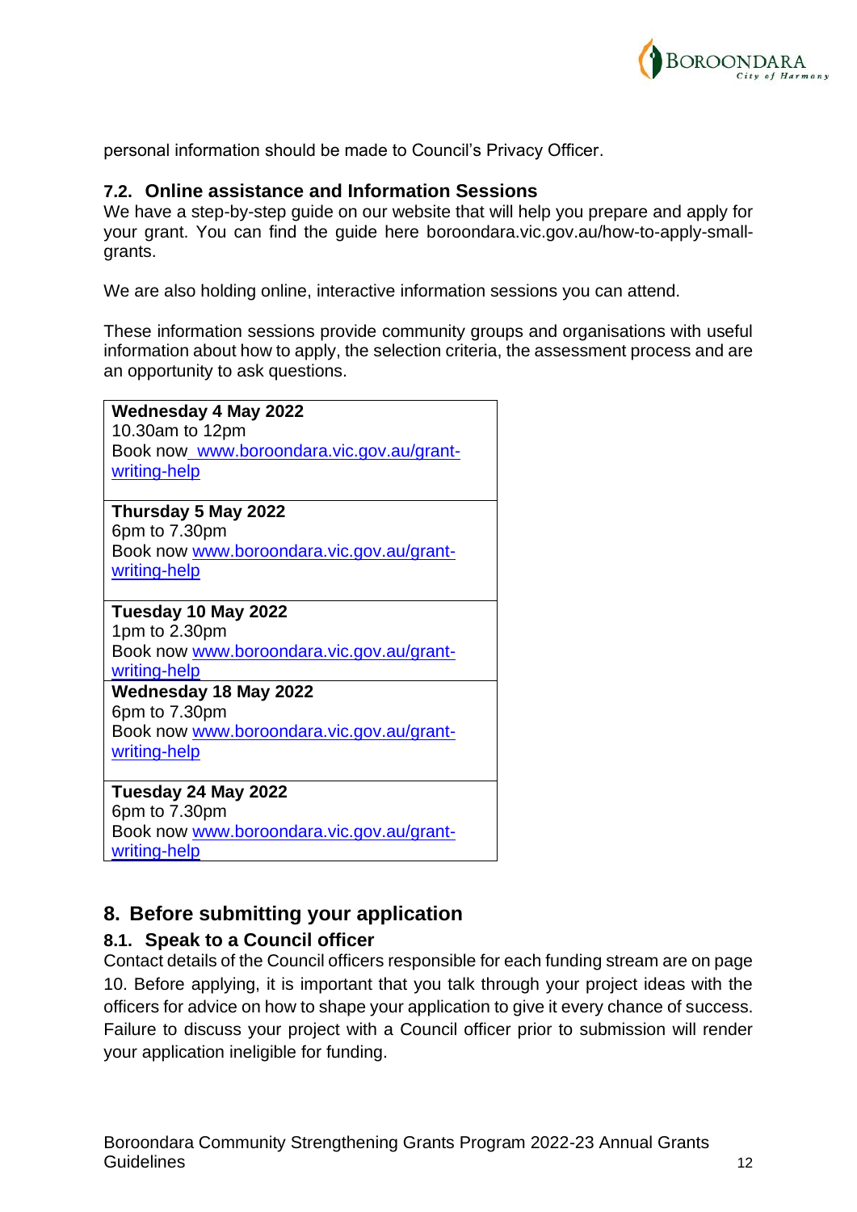personal information should be made to Council's Privacy Officer.

### 7.2. Online assistance and Information Sessions

We have a step-by-step guide on our website that will help you prepare and apply for your grant. You can find the guide here boroondara.vic.gov.au/how-to-apply-small-grants.

We are also holding online, interactive information sessions you can attend.

These information sessions provide community groups and organisations with useful information about how to apply, the selection criteria, the assessment process and are an opportunity to ask questions.

| Session |
|---|
| **Wednesday 4 May 2022**<br>10.30am to 12pm<br>Book now [www.boroondara.vic.gov.au/grant-writing-help](www.boroondara.vic.gov.au/grant-writing-help) |
| **Thursday 5 May 2022**<br>6pm to 7.30pm<br>Book now [www.boroondara.vic.gov.au/grant-writing-help](www.boroondara.vic.gov.au/grant-writing-help) |
| **Tuesday 10 May 2022**<br>1pm to 2.30pm<br>Book now [www.boroondara.vic.gov.au/grant-writing-help](www.boroondara.vic.gov.au/grant-writing-help) |
| **Wednesday 18 May 2022**<br>6pm to 7.30pm<br>Book now [www.boroondara.vic.gov.au/grant-writing-help](www.boroondara.vic.gov.au/grant-writing-help) |
| **Tuesday 24 May 2022**<br>6pm to 7.30pm<br>Book now [www.boroondara.vic.gov.au/grant-writing-help](www.boroondara.vic.gov.au/grant-writing-help) |

## 8. Before submitting your application

### 8.1. Speak to a Council officer

Contact details of the Council officers responsible for each funding stream are on page 10. Before applying, it is important that you talk through your project ideas with the officers for advice on how to shape your application to give it every chance of success. Failure to discuss your project with a Council officer prior to submission will render your application ineligible for funding.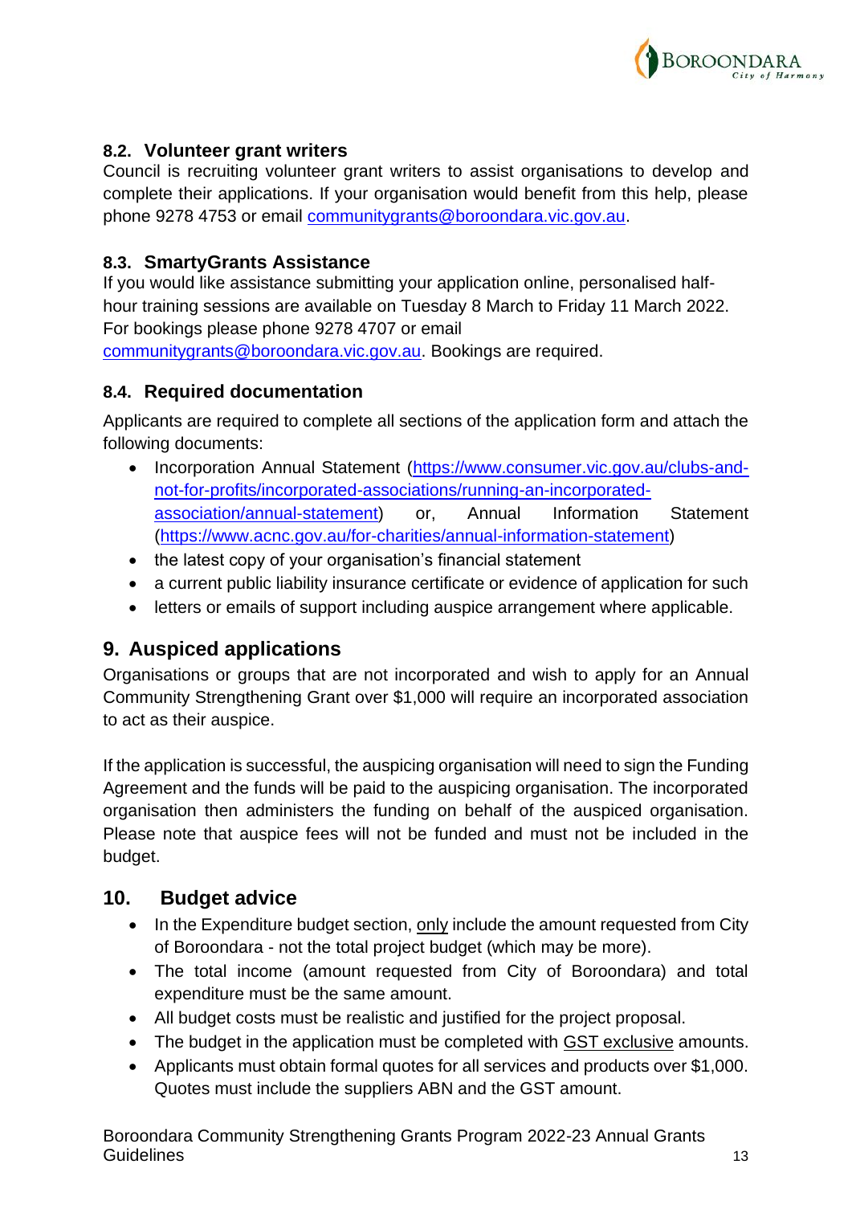### 8.2. Volunteer grant writers

Council is recruiting volunteer grant writers to assist organisations to develop and complete their applications. If your organisation would benefit from this help, please phone 9278 4753 or email communitygrants@boroondara.vic.gov.au.

### 8.3. SmartyGrants Assistance

If you would like assistance submitting your application online, personalised half-hour training sessions are available on Tuesday 8 March to Friday 11 March 2022. For bookings please phone 9278 4707 or email communitygrants@boroondara.vic.gov.au. Bookings are required.

### 8.4. Required documentation

Applicants are required to complete all sections of the application form and attach the following documents:

- Incorporation Annual Statement (https://www.consumer.vic.gov.au/clubs-and-not-for-profits/incorporated-associations/running-an-incorporated-association/annual-statement) or, Annual Information Statement (https://www.acnc.gov.au/for-charities/annual-information-statement)
- the latest copy of your organisation's financial statement
- a current public liability insurance certificate or evidence of application for such
- letters or emails of support including auspice arrangement where applicable.

## 9. Auspiced applications

Organisations or groups that are not incorporated and wish to apply for an Annual Community Strengthening Grant over $1,000 will require an incorporated association to act as their auspice.

If the application is successful, the auspicing organisation will need to sign the Funding Agreement and the funds will be paid to the auspicing organisation. The incorporated organisation then administers the funding on behalf of the auspiced organisation. Please note that auspice fees will not be funded and must not be included in the budget.

## 10. Budget advice

- In the Expenditure budget section, only include the amount requested from City of Boroondara - not the total project budget (which may be more).
- The total income (amount requested from City of Boroondara) and total expenditure must be the same amount.
- All budget costs must be realistic and justified for the project proposal.
- The budget in the application must be completed with GST exclusive amounts.
- Applicants must obtain formal quotes for all services and products over $1,000. Quotes must include the suppliers ABN and the GST amount.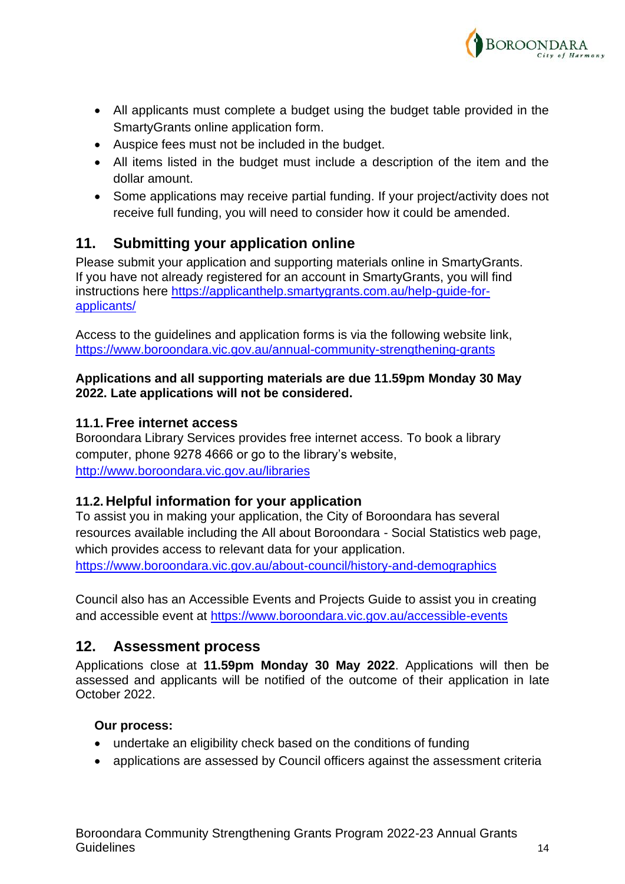- All applicants must complete a budget using the budget table provided in the SmartyGrants online application form.
- Auspice fees must not be included in the budget.
- All items listed in the budget must include a description of the item and the dollar amount.
- Some applications may receive partial funding. If your project/activity does not receive full funding, you will need to consider how it could be amended.

## 11. Submitting your application online

Please submit your application and supporting materials online in SmartyGrants. If you have not already registered for an account in SmartyGrants, you will find instructions here https://applicanthelp.smartygrants.com.au/help-guide-for-applicants/

Access to the guidelines and application forms is via the following website link, https://www.boroondara.vic.gov.au/annual-community-strengthening-grants

**Applications and all supporting materials are due 11.59pm Monday 30 May 2022. Late applications will not be considered.**

### 11.1. Free internet access

Boroondara Library Services provides free internet access. To book a library computer, phone 9278 4666 or go to the library's website, http://www.boroondara.vic.gov.au/libraries

### 11.2. Helpful information for your application

To assist you in making your application, the City of Boroondara has several resources available including the All about Boroondara - Social Statistics web page, which provides access to relevant data for your application. https://www.boroondara.vic.gov.au/about-council/history-and-demographics

Council also has an Accessible Events and Projects Guide to assist you in creating and accessible event at https://www.boroondara.vic.gov.au/accessible-events

## 12. Assessment process

Applications close at **11.59pm Monday 30 May 2022**. Applications will then be assessed and applicants will be notified of the outcome of their application in late October 2022.

**Our process:**

- undertake an eligibility check based on the conditions of funding
- applications are assessed by Council officers against the assessment criteria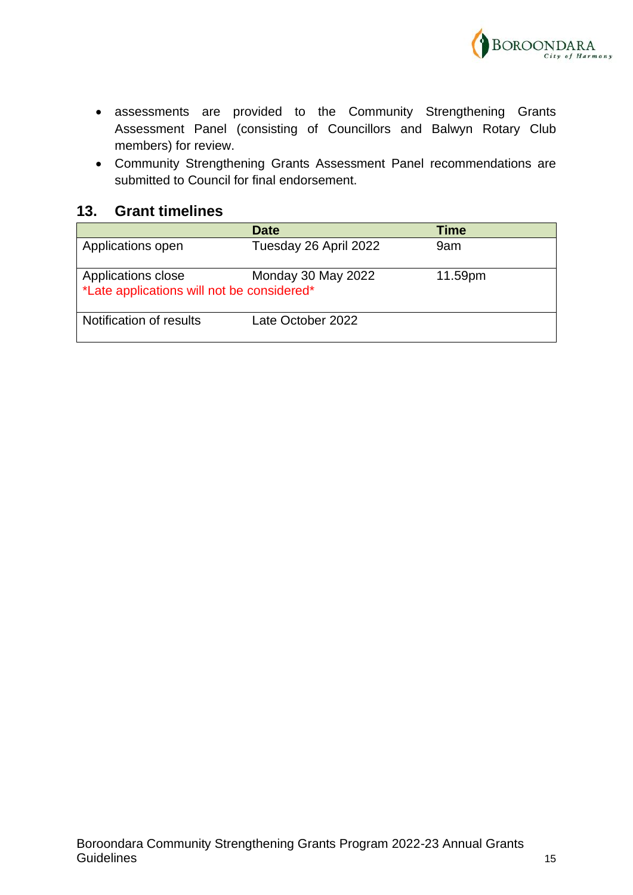- assessments are provided to the Community Strengthening Grants Assessment Panel (consisting of Councillors and Balwyn Rotary Club members) for review.
- Community Strengthening Grants Assessment Panel recommendations are submitted to Council for final endorsement.

## 13. Grant timelines

| | Date | Time |
|---|---|---|
| Applications open | Tuesday 26 April 2022 | 9am |
| Applications close<br>*Late applications will not be considered* | Monday 30 May 2022 | 11.59pm |
| Notification of results | Late October 2022 | |